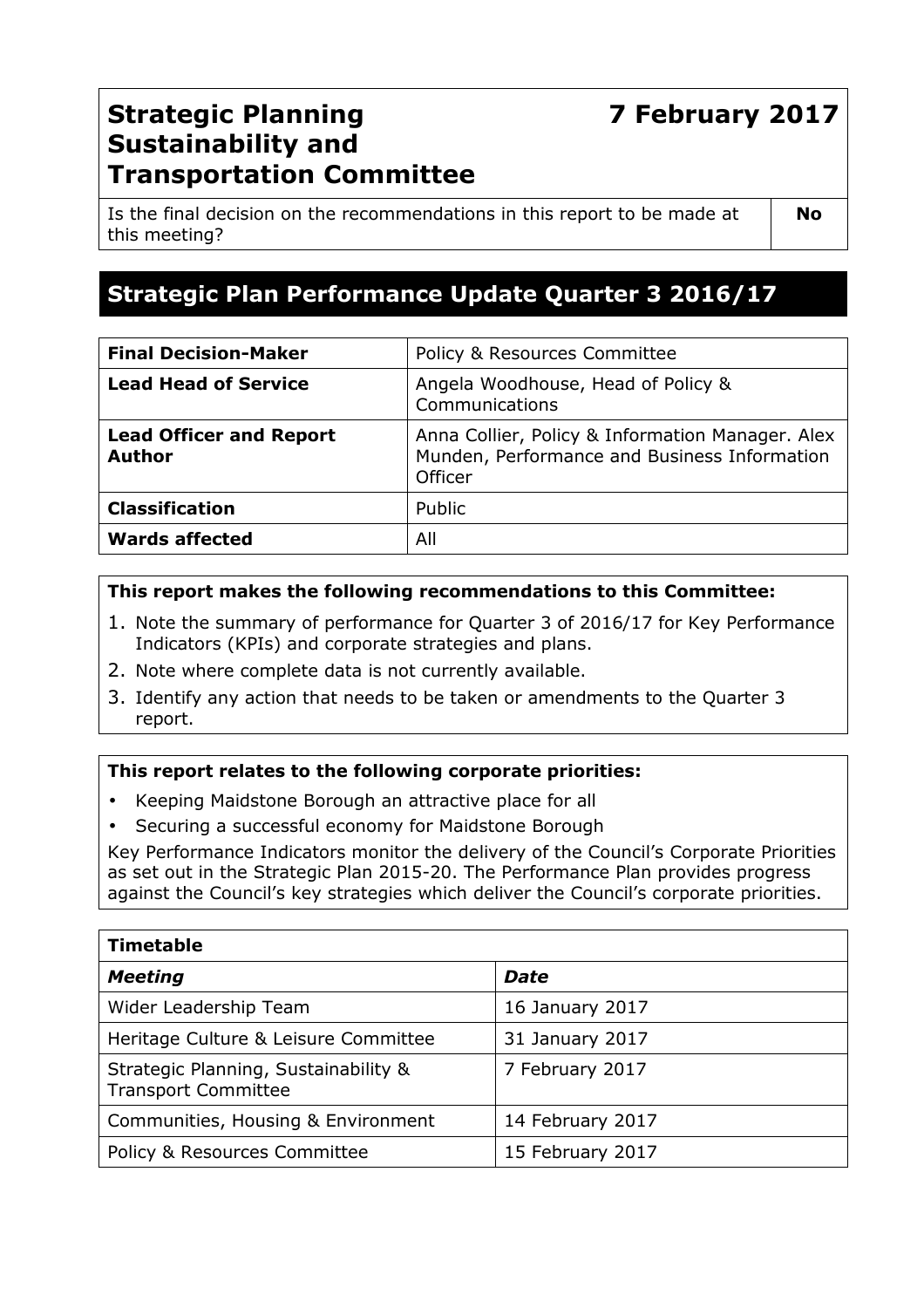# Strategic Planning Sustainability and Transportation Committee

**7 February 2017**

| Is the final decision on the recommendations in this report to be made at this meeting? | **No** |
|---|---|

## Strategic Plan Performance Update Quarter 3 2016/17

| **Final Decision-Maker** | Policy & Resources Committee |
|---|---|
| **Lead Head of Service** | Angela Woodhouse, Head of Policy & Communications |
| **Lead Officer and Report Author** | Anna Collier, Policy & Information Manager. Alex Munden, Performance and Business Information Officer |
| **Classification** | Public |
| **Wards affected** | All |

**This report makes the following recommendations to this Committee:**

1. Note the summary of performance for Quarter 3 of 2016/17 for Key Performance Indicators (KPIs) and corporate strategies and plans.
2. Note where complete data is not currently available.
3. Identify any action that needs to be taken or amendments to the Quarter 3 report.

**This report relates to the following corporate priorities:**

- Keeping Maidstone Borough an attractive place for all
- Securing a successful economy for Maidstone Borough

Key Performance Indicators monitor the delivery of the Council's Corporate Priorities as set out in the Strategic Plan 2015-20. The Performance Plan provides progress against the Council's key strategies which deliver the Council's corporate priorities.

| **Timetable** | |
|---|---|
| ***Meeting*** | ***Date*** |
| Wider Leadership Team | 16 January 2017 |
| Heritage Culture & Leisure Committee | 31 January 2017 |
| Strategic Planning, Sustainability & Transport Committee | 7 February 2017 |
| Communities, Housing & Environment | 14 February 2017 |
| Policy & Resources Committee | 15 February 2017 |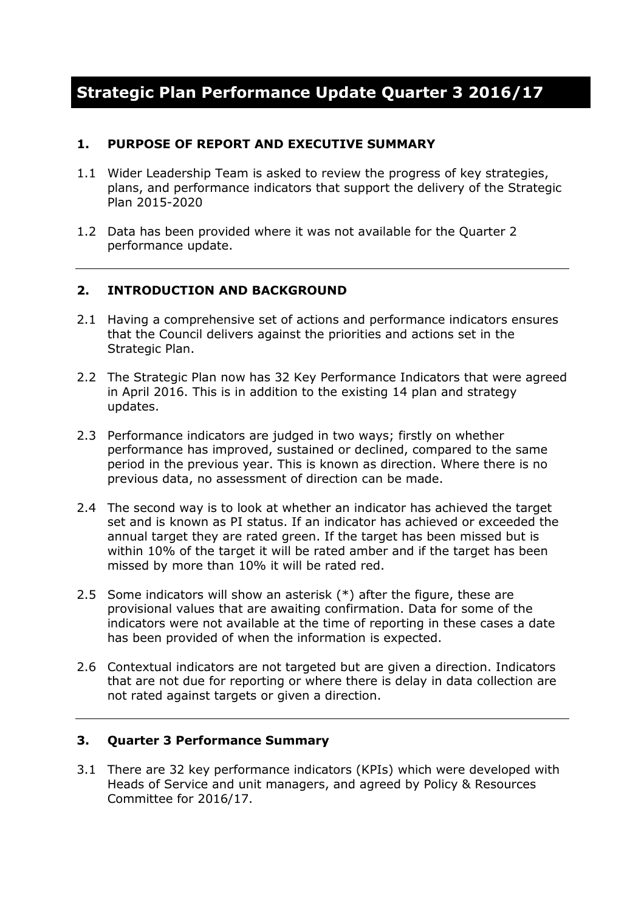# Strategic Plan Performance Update Quarter 3 2016/17

## 1. PURPOSE OF REPORT AND EXECUTIVE SUMMARY

1.1 Wider Leadership Team is asked to review the progress of key strategies, plans, and performance indicators that support the delivery of the Strategic Plan 2015-2020

1.2 Data has been provided where it was not available for the Quarter 2 performance update.

---

## 2. INTRODUCTION AND BACKGROUND

2.1 Having a comprehensive set of actions and performance indicators ensures that the Council delivers against the priorities and actions set in the Strategic Plan.

2.2 The Strategic Plan now has 32 Key Performance Indicators that were agreed in April 2016. This is in addition to the existing 14 plan and strategy updates.

2.3 Performance indicators are judged in two ways; firstly on whether performance has improved, sustained or declined, compared to the same period in the previous year. This is known as direction. Where there is no previous data, no assessment of direction can be made.

2.4 The second way is to look at whether an indicator has achieved the target set and is known as PI status. If an indicator has achieved or exceeded the annual target they are rated green. If the target has been missed but is within 10% of the target it will be rated amber and if the target has been missed by more than 10% it will be rated red.

2.5 Some indicators will show an asterisk (*) after the figure, these are provisional values that are awaiting confirmation. Data for some of the indicators were not available at the time of reporting in these cases a date has been provided of when the information is expected.

2.6 Contextual indicators are not targeted but are given a direction. Indicators that are not due for reporting or where there is delay in data collection are not rated against targets or given a direction.

---

## 3. Quarter 3 Performance Summary

3.1 There are 32 key performance indicators (KPIs) which were developed with Heads of Service and unit managers, and agreed by Policy & Resources Committee for 2016/17.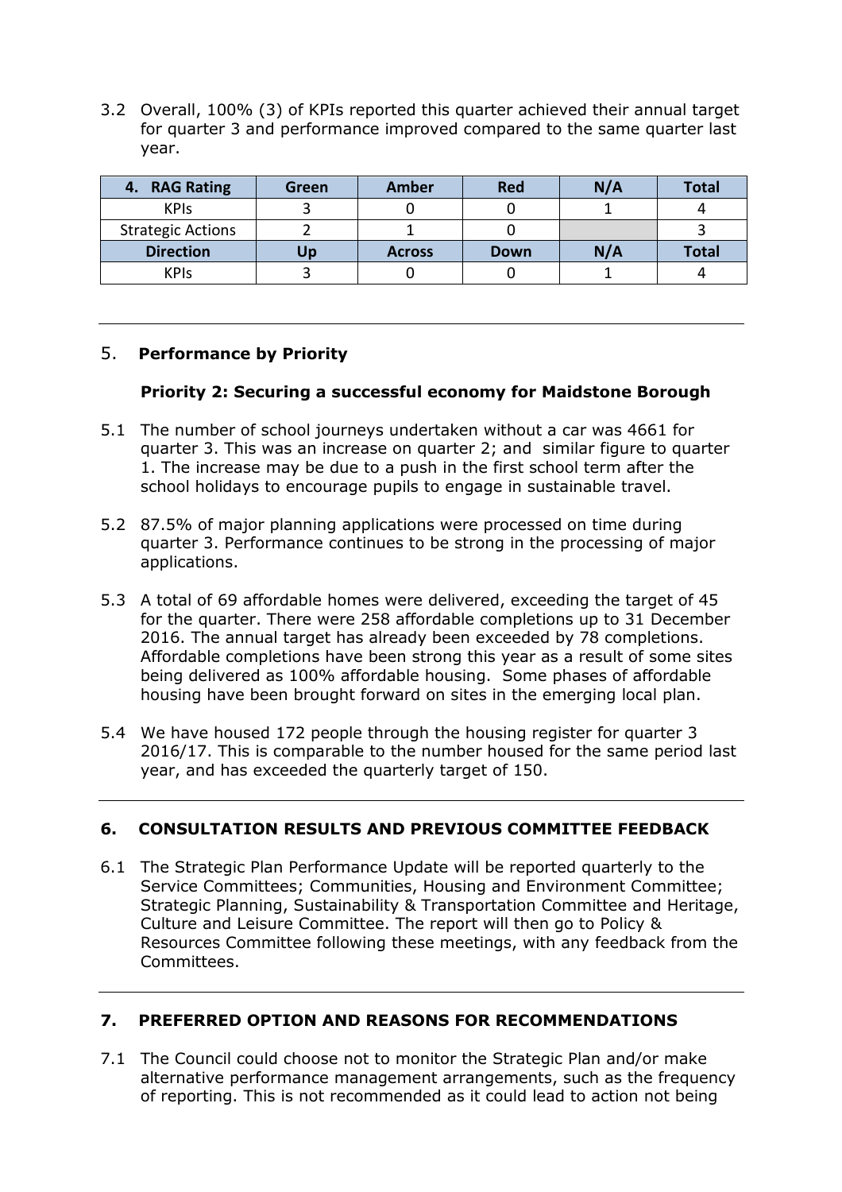3.2 Overall, 100% (3) of KPIs reported this quarter achieved their annual target for quarter 3 and performance improved compared to the same quarter last year.

| 4. RAG Rating | Green | Amber | Red | N/A | Total |
|---|---|---|---|---|---|
| KPIs | 3 | 0 | 0 | 1 | 4 |
| Strategic Actions | 2 | 1 | 0 | | 3 |
| **Direction** | **Up** | **Across** | **Down** | **N/A** | **Total** |
| KPIs | 3 | 0 | 0 | 1 | 4 |

## 5. Performance by Priority

### Priority 2: Securing a successful economy for Maidstone Borough

5.1 The number of school journeys undertaken without a car was 4661 for quarter 3. This was an increase on quarter 2; and similar figure to quarter 1. The increase may be due to a push in the first school term after the school holidays to encourage pupils to engage in sustainable travel.

5.2 87.5% of major planning applications were processed on time during quarter 3. Performance continues to be strong in the processing of major applications.

5.3 A total of 69 affordable homes were delivered, exceeding the target of 45 for the quarter. There were 258 affordable completions up to 31 December 2016. The annual target has already been exceeded by 78 completions. Affordable completions have been strong this year as a result of some sites being delivered as 100% affordable housing. Some phases of affordable housing have been brought forward on sites in the emerging local plan.

5.4 We have housed 172 people through the housing register for quarter 3 2016/17. This is comparable to the number housed for the same period last year, and has exceeded the quarterly target of 150.

## 6. CONSULTATION RESULTS AND PREVIOUS COMMITTEE FEEDBACK

6.1 The Strategic Plan Performance Update will be reported quarterly to the Service Committees; Communities, Housing and Environment Committee; Strategic Planning, Sustainability & Transportation Committee and Heritage, Culture and Leisure Committee. The report will then go to Policy & Resources Committee following these meetings, with any feedback from the Committees.

## 7. PREFERRED OPTION AND REASONS FOR RECOMMENDATIONS

7.1 The Council could choose not to monitor the Strategic Plan and/or make alternative performance management arrangements, such as the frequency of reporting. This is not recommended as it could lead to action not being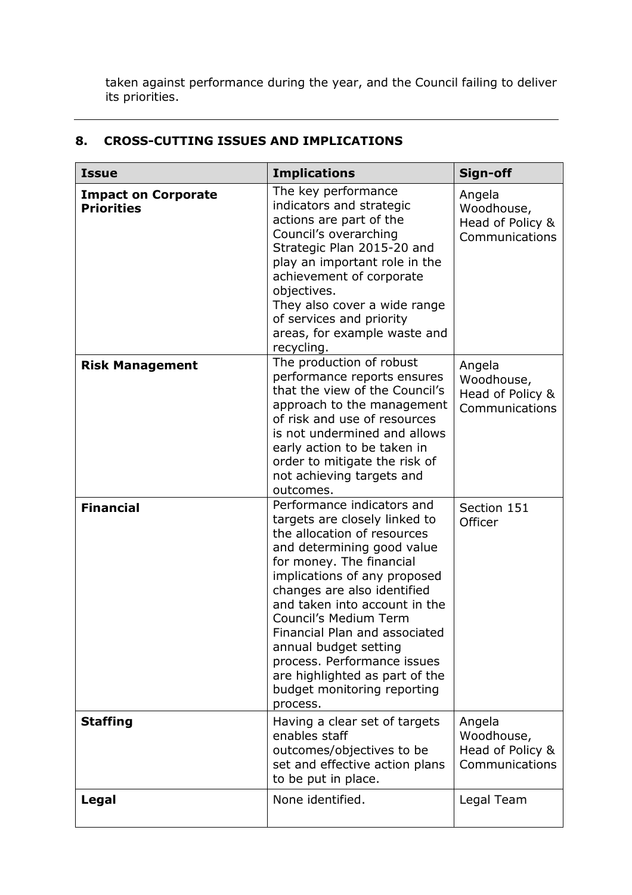taken against performance during the year, and the Council failing to deliver its priorities.

---

## 8. CROSS-CUTTING ISSUES AND IMPLICATIONS

| Issue | Implications | Sign-off |
|---|---|---|
| **Impact on Corporate Priorities** | The key performance indicators and strategic actions are part of the Council's overarching Strategic Plan 2015-20 and play an important role in the achievement of corporate objectives. They also cover a wide range of services and priority areas, for example waste and recycling. | Angela Woodhouse, Head of Policy & Communications |
| **Risk Management** | The production of robust performance reports ensures that the view of the Council's approach to the management of risk and use of resources is not undermined and allows early action to be taken in order to mitigate the risk of not achieving targets and outcomes. | Angela Woodhouse, Head of Policy & Communications |
| **Financial** | Performance indicators and targets are closely linked to the allocation of resources and determining good value for money. The financial implications of any proposed changes are also identified and taken into account in the Council's Medium Term Financial Plan and associated annual budget setting process. Performance issues are highlighted as part of the budget monitoring reporting process. | Section 151 Officer |
| **Staffing** | Having a clear set of targets enables staff outcomes/objectives to be set and effective action plans to be put in place. | Angela Woodhouse, Head of Policy & Communications |
| **Legal** | None identified. | Legal Team |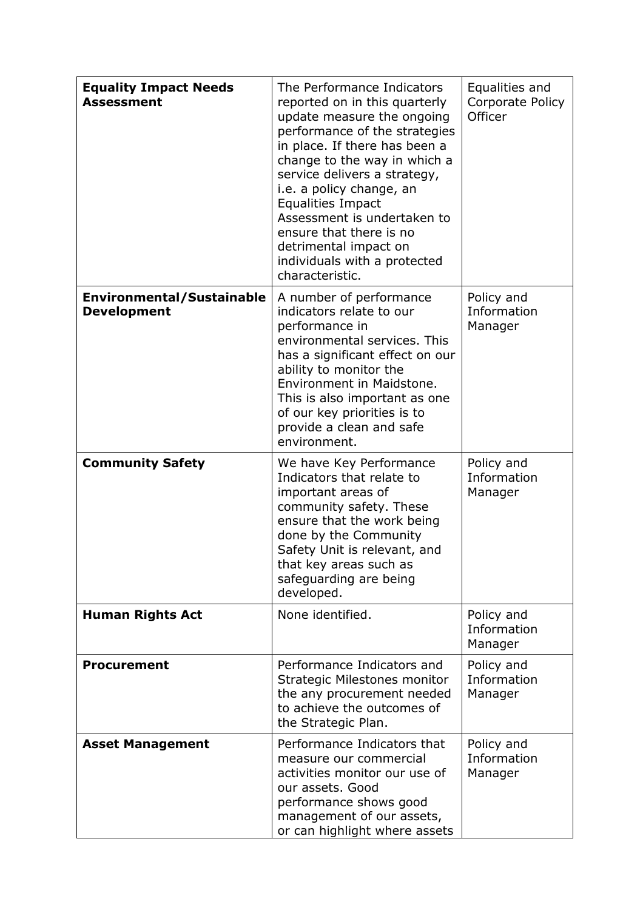| **Equality Impact Needs Assessment** | The Performance Indicators reported on in this quarterly update measure the ongoing performance of the strategies in place. If there has been a change to the way in which a service delivers a strategy, i.e. a policy change, an Equalities Impact Assessment is undertaken to ensure that there is no detrimental impact on individuals with a protected characteristic. | Equalities and Corporate Policy Officer |
|---|---|---|
| **Environmental/Sustainable Development** | A number of performance indicators relate to our performance in environmental services. This has a significant effect on our ability to monitor the Environment in Maidstone. This is also important as one of our key priorities is to provide a clean and safe environment. | Policy and Information Manager |
| **Community Safety** | We have Key Performance Indicators that relate to important areas of community safety. These ensure that the work being done by the Community Safety Unit is relevant, and that key areas such as safeguarding are being developed. | Policy and Information Manager |
| **Human Rights Act** | None identified. | Policy and Information Manager |
| **Procurement** | Performance Indicators and Strategic Milestones monitor the any procurement needed to achieve the outcomes of the Strategic Plan. | Policy and Information Manager |
| **Asset Management** | Performance Indicators that measure our commercial activities monitor our use of our assets. Good performance shows good management of our assets, or can highlight where assets | Policy and Information Manager |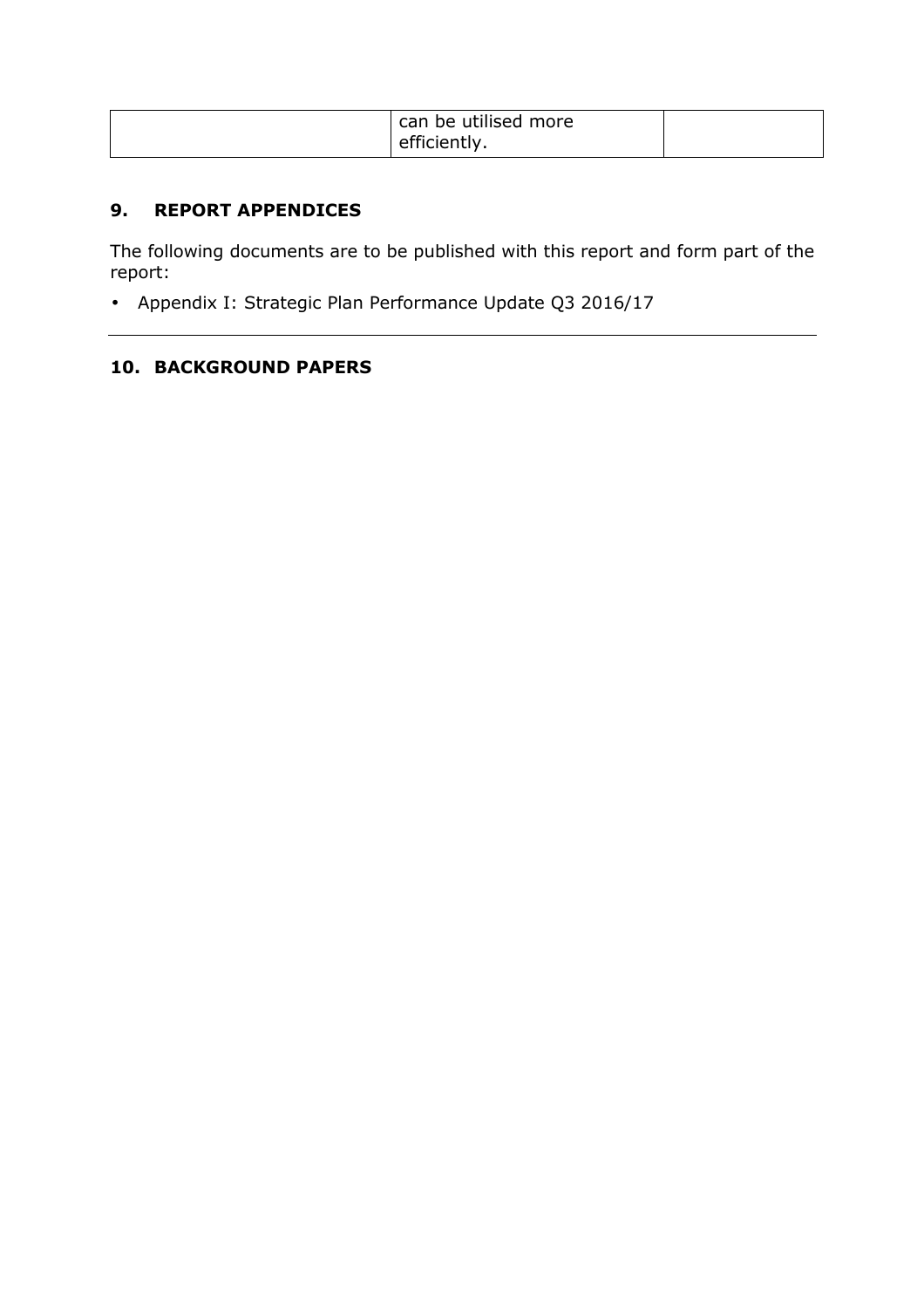| | | |
|---|---|---|
| | can be utilised more efficiently. | |

## 9. REPORT APPENDICES

The following documents are to be published with this report and form part of the report:

- Appendix I: Strategic Plan Performance Update Q3 2016/17

---

## 10. BACKGROUND PAPERS